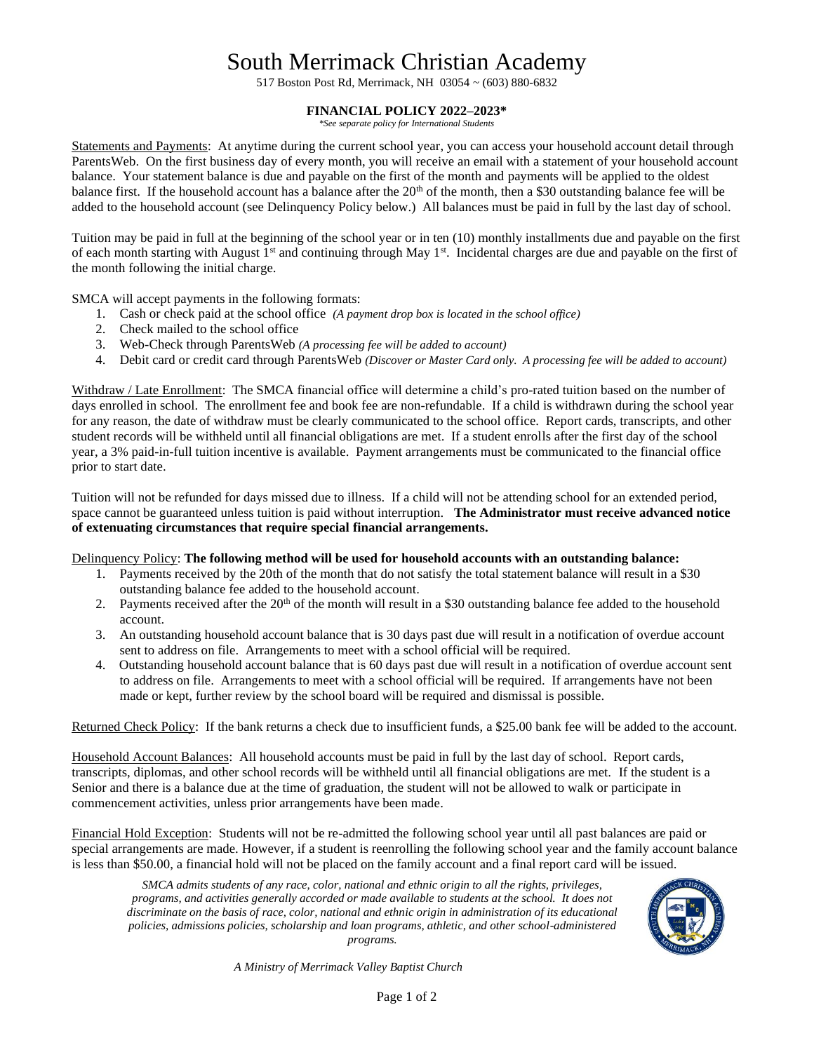# South Merrimack Christian Academy

517 Boston Post Rd, Merrimack, NH 03054 ~ (603) 880-6832

## FINANCIAL POLICY 2022–2023*

*\*See separate policy for International Students*

Statements and Payments: At anytime during the current school year, you can access your household account detail through ParentsWeb. On the first business day of every month, you will receive an email with a statement of your household account balance. Your statement balance is due and payable on the first of the month and payments will be applied to the oldest balance first. If the household account has a balance after the 20th of the month, then a $30 outstanding balance fee will be added to the household account (see Delinquency Policy below.) All balances must be paid in full by the last day of school.

Tuition may be paid in full at the beginning of the school year or in ten (10) monthly installments due and payable on the first of each month starting with August 1st and continuing through May 1st. Incidental charges are due and payable on the first of the month following the initial charge.

SMCA will accept payments in the following formats:

1. Cash or check paid at the school office *(A payment drop box is located in the school office)*
2. Check mailed to the school office
3. Web-Check through ParentsWeb *(A processing fee will be added to account)*
4. Debit card or credit card through ParentsWeb *(Discover or Master Card only. A processing fee will be added to account)*

Withdraw / Late Enrollment: The SMCA financial office will determine a child's pro-rated tuition based on the number of days enrolled in school. The enrollment fee and book fee are non-refundable. If a child is withdrawn during the school year for any reason, the date of withdraw must be clearly communicated to the school office. Report cards, transcripts, and other student records will be withheld until all financial obligations are met. If a student enrolls after the first day of the school year, a 3% paid-in-full tuition incentive is available. Payment arrangements must be communicated to the financial office prior to start date.

Tuition will not be refunded for days missed due to illness. If a child will not be attending school for an extended period, space cannot be guaranteed unless tuition is paid without interruption. **The Administrator must receive advanced notice of extenuating circumstances that require special financial arrangements.**

Delinquency Policy: **The following method will be used for household accounts with an outstanding balance:**

1. Payments received by the 20th of the month that do not satisfy the total statement balance will result in a $30 outstanding balance fee added to the household account.
2. Payments received after the 20th of the month will result in a $30 outstanding balance fee added to the household account.
3. An outstanding household account balance that is 30 days past due will result in a notification of overdue account sent to address on file. Arrangements to meet with a school official will be required.
4. Outstanding household account balance that is 60 days past due will result in a notification of overdue account sent to address on file. Arrangements to meet with a school official will be required. If arrangements have not been made or kept, further review by the school board will be required and dismissal is possible.

Returned Check Policy: If the bank returns a check due to insufficient funds, a $25.00 bank fee will be added to the account.

Household Account Balances: All household accounts must be paid in full by the last day of school. Report cards, transcripts, diplomas, and other school records will be withheld until all financial obligations are met. If the student is a Senior and there is a balance due at the time of graduation, the student will not be allowed to walk or participate in commencement activities, unless prior arrangements have been made.

Financial Hold Exception: Students will not be re-admitted the following school year until all past balances are paid or special arrangements are made. However, if a student is reenrolling the following school year and the family account balance is less than $50.00, a financial hold will not be placed on the family account and a final report card will be issued.

*SMCA admits students of any race, color, national and ethnic origin to all the rights, privileges, programs, and activities generally accorded or made available to students at the school. It does not discriminate on the basis of race, color, national and ethnic origin in administration of its educational policies, admissions policies, scholarship and loan programs, athletic, and other school-administered programs.*

*A Ministry of Merrimack Valley Baptist Church*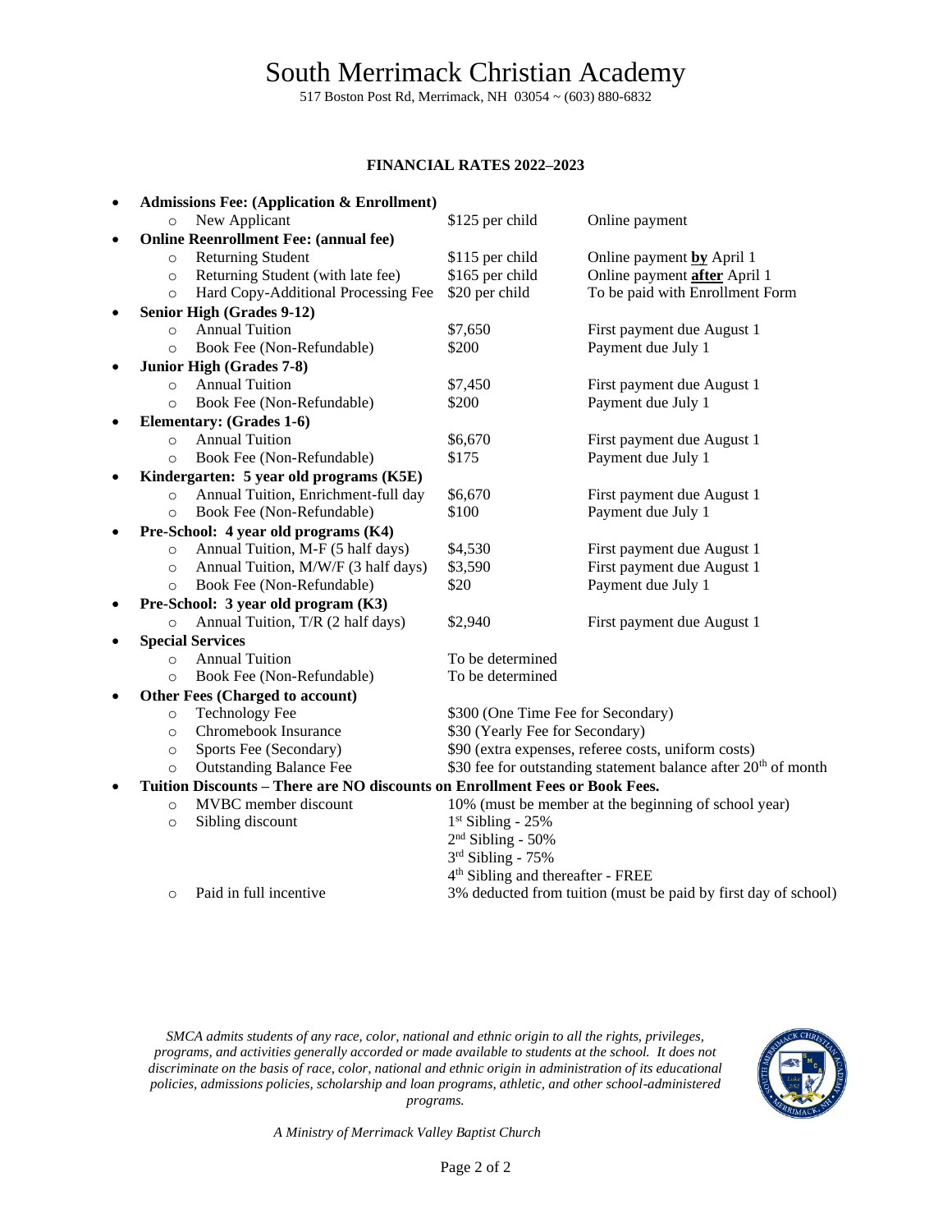# South Merrimack Christian Academy

517 Boston Post Rd, Merrimack, NH 03054 ~ (603) 880-6832

## FINANCIAL RATES 2022–2023

- **Admissions Fee: (Application & Enrollment)**
  - New Applicant — $125 per child — Online payment
- **Online Reenrollment Fee: (annual fee)**
  - Returning Student — $115 per child — Online payment **by** April 1
  - Returning Student (with late fee) — $165 per child — Online payment **after** April 1
  - Hard Copy-Additional Processing Fee — $20 per child — To be paid with Enrollment Form
- **Senior High (Grades 9-12)**
  - Annual Tuition — $7,650 — First payment due August 1
  - Book Fee (Non-Refundable) — $200 — Payment due July 1
- **Junior High (Grades 7-8)**
  - Annual Tuition — $7,450 — First payment due August 1
  - Book Fee (Non-Refundable) — $200 — Payment due July 1
- **Elementary: (Grades 1-6)**
  - Annual Tuition — $6,670 — First payment due August 1
  - Book Fee (Non-Refundable) — $175 — Payment due July 1
- **Kindergarten: 5 year old programs (K5E)**
  - Annual Tuition, Enrichment-full day — $6,670 — First payment due August 1
  - Book Fee (Non-Refundable) — $100 — Payment due July 1
- **Pre-School: 4 year old programs (K4)**
  - Annual Tuition, M-F (5 half days) — $4,530 — First payment due August 1
  - Annual Tuition, M/W/F (3 half days) — $3,590 — First payment due August 1
  - Book Fee (Non-Refundable) — $20 — Payment due July 1
- **Pre-School: 3 year old program (K3)**
  - Annual Tuition, T/R (2 half days) — $2,940 — First payment due August 1
- **Special Services**
  - Annual Tuition — To be determined
  - Book Fee (Non-Refundable) — To be determined
- **Other Fees (Charged to account)**
  - Technology Fee — $300 (One Time Fee for Secondary)
  - Chromebook Insurance — $30 (Yearly Fee for Secondary)
  - Sports Fee (Secondary) — $90 (extra expenses, referee costs, uniform costs)
  - Outstanding Balance Fee — $30 fee for outstanding statement balance after 20th of month
- **Tuition Discounts – There are NO discounts on Enrollment Fees or Book Fees.**
  - MVBC member discount — 10% (must be member at the beginning of school year)
  - Sibling discount — 1st Sibling - 25%; 2nd Sibling - 50%; 3rd Sibling - 75%; 4th Sibling and thereafter - FREE
  - Paid in full incentive — 3% deducted from tuition (must be paid by first day of school)

*SMCA admits students of any race, color, national and ethnic origin to all the rights, privileges, programs, and activities generally accorded or made available to students at the school. It does not discriminate on the basis of race, color, national and ethnic origin in administration of its educational policies, admissions policies, scholarship and loan programs, athletic, and other school-administered programs.*

*A Ministry of Merrimack Valley Baptist Church*